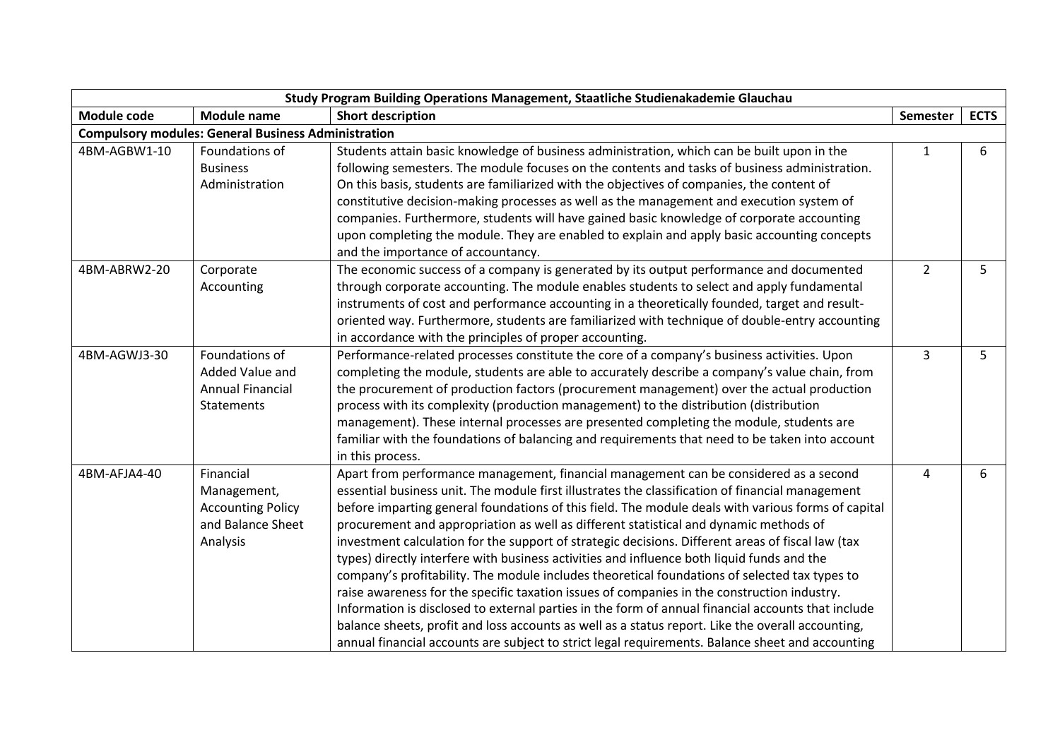| Study Program Building Operations Management, Staatliche Studienakademie Glauchau | | | | |
|---|---|---|---|---|
| **Module code** | **Module name** | **Short description** | **Semester** | **ECTS** |
| **Compulsory modules: General Business Administration** | | | | |
| 4BM-AGBW1-10 | Foundations of Business Administration | Students attain basic knowledge of business administration, which can be built upon in the following semesters. The module focuses on the contents and tasks of business administration. On this basis, students are familiarized with the objectives of companies, the content of constitutive decision-making processes as well as the management and execution system of companies. Furthermore, students will have gained basic knowledge of corporate accounting upon completing the module. They are enabled to explain and apply basic accounting concepts and the importance of accountancy. | 1 | 6 |
| 4BM-ABRW2-20 | Corporate Accounting | The economic success of a company is generated by its output performance and documented through corporate accounting. The module enables students to select and apply fundamental instruments of cost and performance accounting in a theoretically founded, target and result-oriented way. Furthermore, students are familiarized with technique of double-entry accounting in accordance with the principles of proper accounting. | 2 | 5 |
| 4BM-AGWJ3-30 | Foundations of Added Value and Annual Financial Statements | Performance-related processes constitute the core of a company's business activities. Upon completing the module, students are able to accurately describe a company's value chain, from the procurement of production factors (procurement management) over the actual production process with its complexity (production management) to the distribution (distribution management). These internal processes are presented completing the module, students are familiar with the foundations of balancing and requirements that need to be taken into account in this process. | 3 | 5 |
| 4BM-AFJA4-40 | Financial Management, Accounting Policy and Balance Sheet Analysis | Apart from performance management, financial management can be considered as a second essential business unit. The module first illustrates the classification of financial management before imparting general foundations of this field. The module deals with various forms of capital procurement and appropriation as well as different statistical and dynamic methods of investment calculation for the support of strategic decisions. Different areas of fiscal law (tax types) directly interfere with business activities and influence both liquid funds and the company's profitability. The module includes theoretical foundations of selected tax types to raise awareness for the specific taxation issues of companies in the construction industry. Information is disclosed to external parties in the form of annual financial accounts that include balance sheets, profit and loss accounts as well as a status report. Like the overall accounting, annual financial accounts are subject to strict legal requirements. Balance sheet and accounting | 4 | 6 |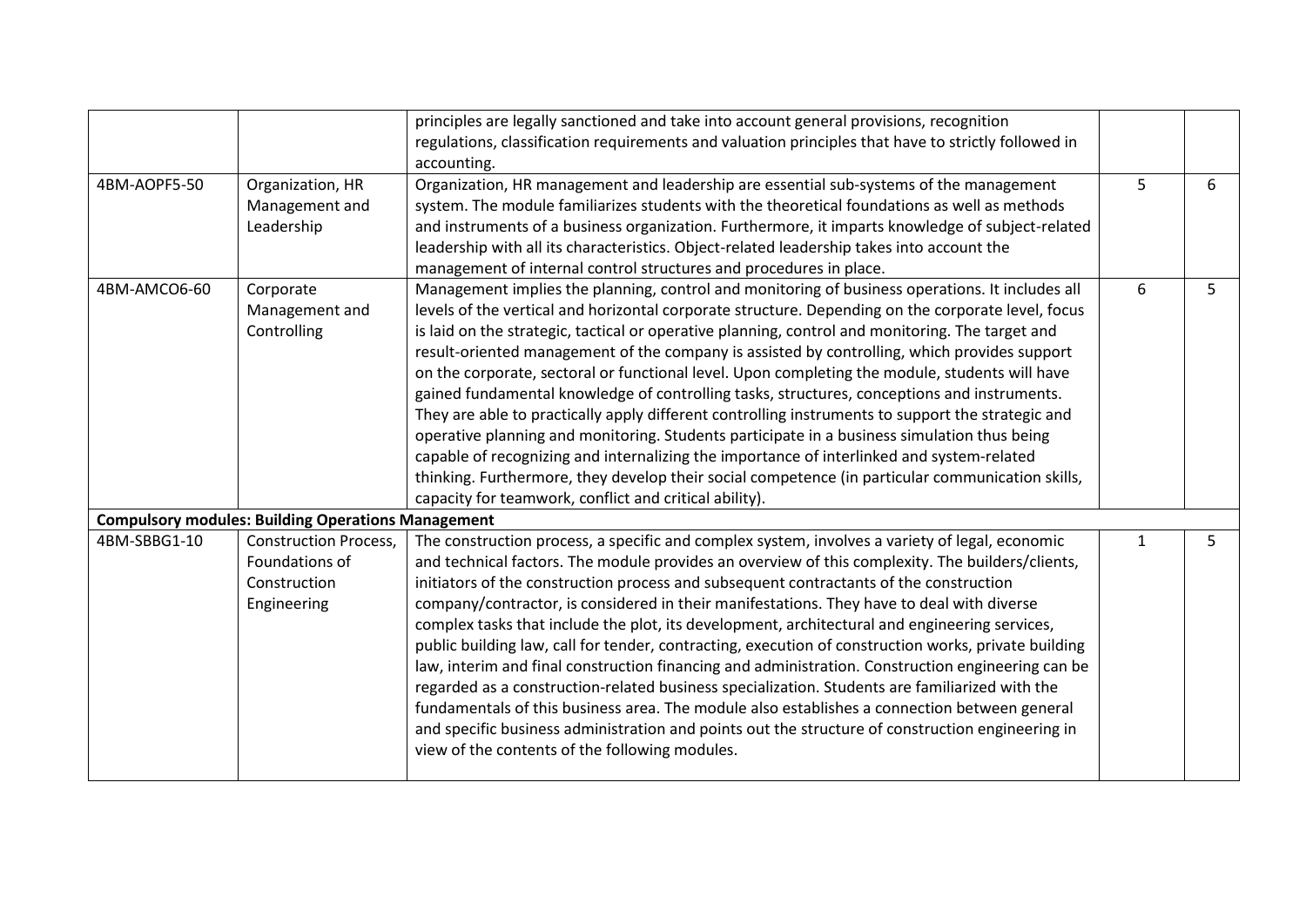| | | | | |
|---|---|---|---|---|
| | | principles are legally sanctioned and take into account general provisions, recognition regulations, classification requirements and valuation principles that have to strictly followed in accounting. | | |
| 4BM-AOPF5-50 | Organization, HR Management and Leadership | Organization, HR management and leadership are essential sub-systems of the management system. The module familiarizes students with the theoretical foundations as well as methods and instruments of a business organization. Furthermore, it imparts knowledge of subject-related leadership with all its characteristics. Object-related leadership takes into account the management of internal control structures and procedures in place. | 5 | 6 |
| 4BM-AMCO6-60 | Corporate Management and Controlling | Management implies the planning, control and monitoring of business operations. It includes all levels of the vertical and horizontal corporate structure. Depending on the corporate level, focus is laid on the strategic, tactical or operative planning, control and monitoring. The target and result-oriented management of the company is assisted by controlling, which provides support on the corporate, sectoral or functional level. Upon completing the module, students will have gained fundamental knowledge of controlling tasks, structures, conceptions and instruments. They are able to practically apply different controlling instruments to support the strategic and operative planning and monitoring. Students participate in a business simulation thus being capable of recognizing and internalizing the importance of interlinked and system-related thinking. Furthermore, they develop their social competence (in particular communication skills, capacity for teamwork, conflict and critical ability). | 6 | 5 |
| **Compulsory modules: Building Operations Management** | | | | |
| 4BM-SBBG1-10 | Construction Process, Foundations of Construction Engineering | The construction process, a specific and complex system, involves a variety of legal, economic and technical factors. The module provides an overview of this complexity. The builders/clients, initiators of the construction process and subsequent contractants of the construction company/contractor, is considered in their manifestations. They have to deal with diverse complex tasks that include the plot, its development, architectural and engineering services, public building law, call for tender, contracting, execution of construction works, private building law, interim and final construction financing and administration. Construction engineering can be regarded as a construction-related business specialization. Students are familiarized with the fundamentals of this business area. The module also establishes a connection between general and specific business administration and points out the structure of construction engineering in view of the contents of the following modules. | 1 | 5 |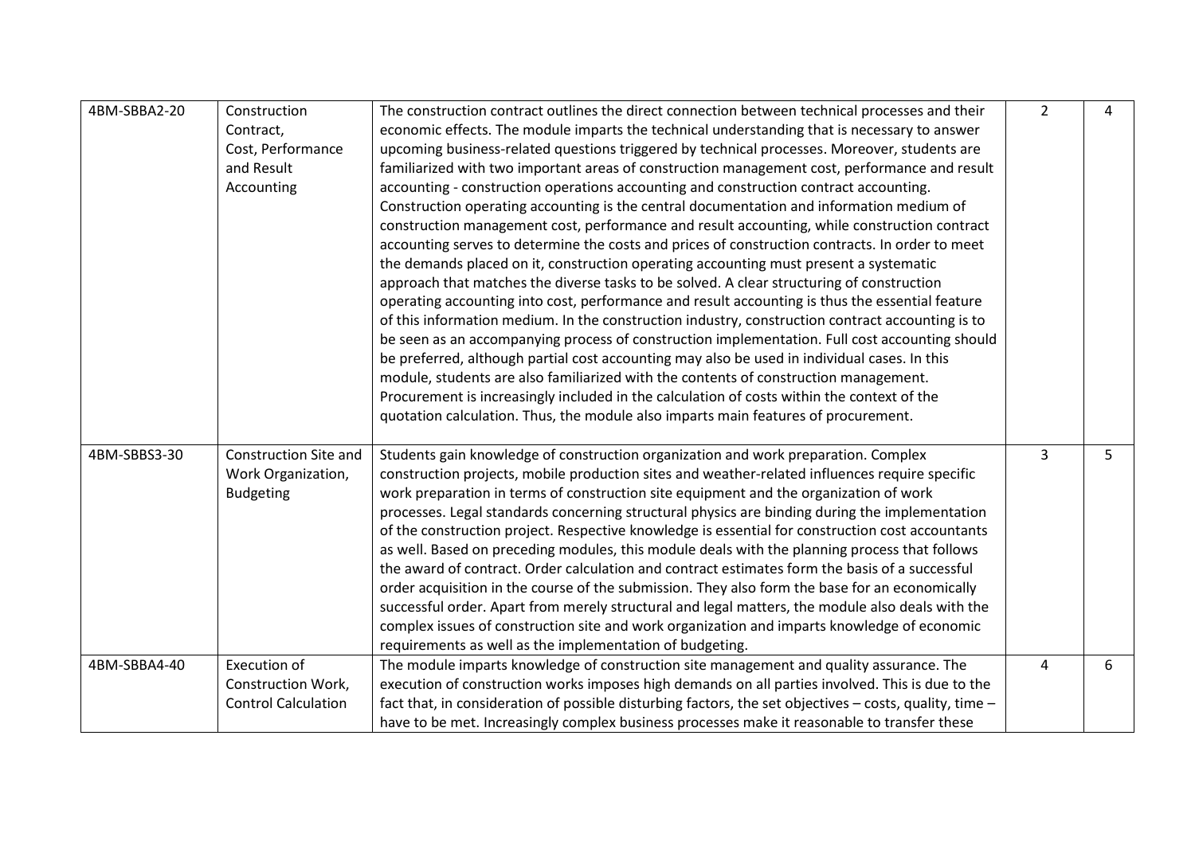| 4BM-SBBA2-20 | Construction Contract, Cost, Performance and Result Accounting | The construction contract outlines the direct connection between technical processes and their economic effects. The module imparts the technical understanding that is necessary to answer upcoming business-related questions triggered by technical processes. Moreover, students are familiarized with two important areas of construction management cost, performance and result accounting - construction operations accounting and construction contract accounting. Construction operating accounting is the central documentation and information medium of construction management cost, performance and result accounting, while construction contract accounting serves to determine the costs and prices of construction contracts. In order to meet the demands placed on it, construction operating accounting must present a systematic approach that matches the diverse tasks to be solved. A clear structuring of construction operating accounting into cost, performance and result accounting is thus the essential feature of this information medium. In the construction industry, construction contract accounting is to be seen as an accompanying process of construction implementation. Full cost accounting should be preferred, although partial cost accounting may also be used in individual cases. In this module, students are also familiarized with the contents of construction management. Procurement is increasingly included in the calculation of costs within the context of the quotation calculation. Thus, the module also imparts main features of procurement. | 2 | 4 |
|---|---|---|---|---|
| 4BM-SBBS3-30 | Construction Site and Work Organization, Budgeting | Students gain knowledge of construction organization and work preparation. Complex construction projects, mobile production sites and weather-related influences require specific work preparation in terms of construction site equipment and the organization of work processes. Legal standards concerning structural physics are binding during the implementation of the construction project. Respective knowledge is essential for construction cost accountants as well. Based on preceding modules, this module deals with the planning process that follows the award of contract. Order calculation and contract estimates form the basis of a successful order acquisition in the course of the submission. They also form the base for an economically successful order. Apart from merely structural and legal matters, the module also deals with the complex issues of construction site and work organization and imparts knowledge of economic requirements as well as the implementation of budgeting. | 3 | 5 |
| 4BM-SBBA4-40 | Execution of Construction Work, Control Calculation | The module imparts knowledge of construction site management and quality assurance. The execution of construction works imposes high demands on all parties involved. This is due to the fact that, in consideration of possible disturbing factors, the set objectives – costs, quality, time – have to be met. Increasingly complex business processes make it reasonable to transfer these | 4 | 6 |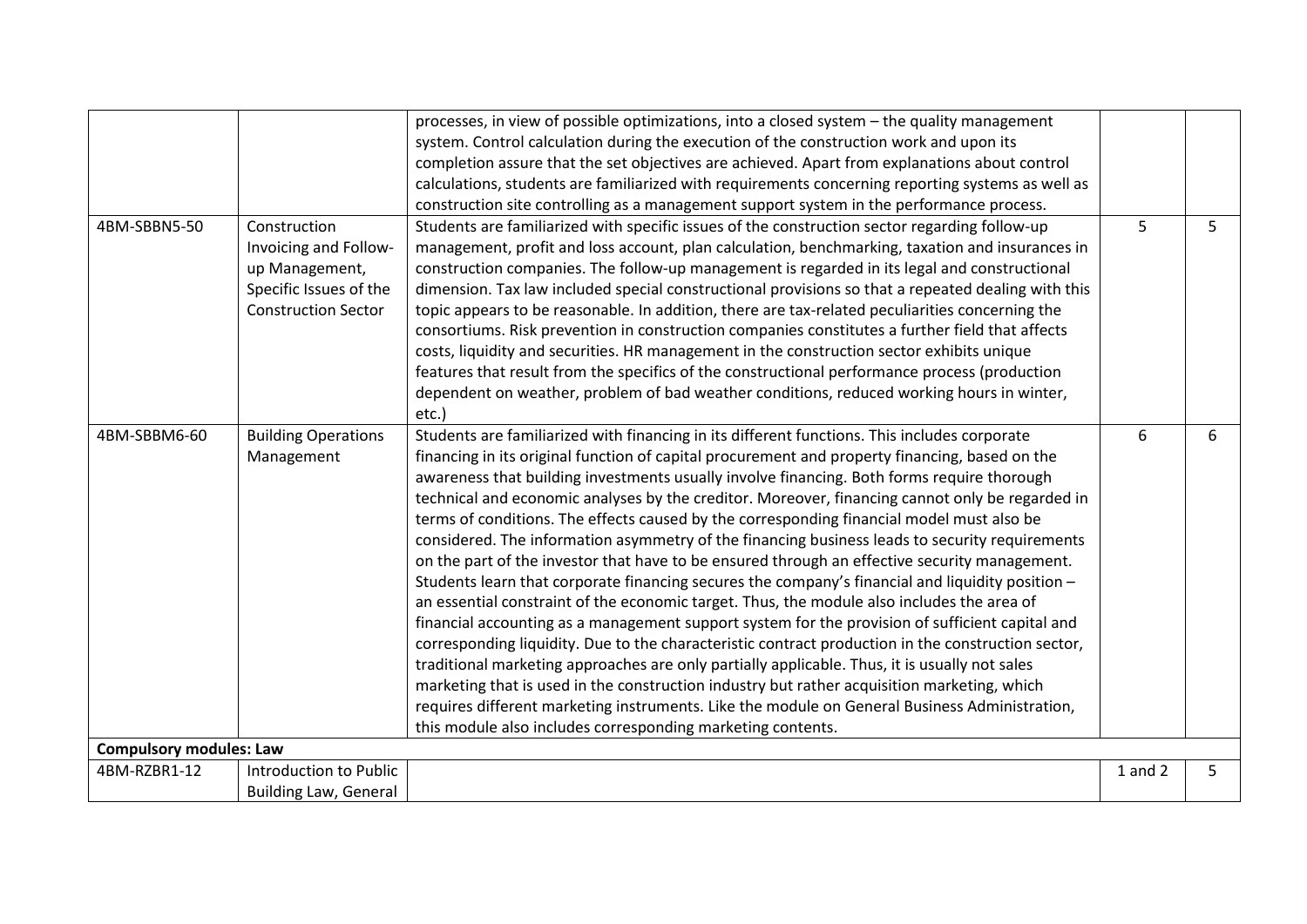|  |  |  |  |  |
|---|---|---|---|---|
|  |  | processes, in view of possible optimizations, into a closed system – the quality management system. Control calculation during the execution of the construction work and upon its completion assure that the set objectives are achieved. Apart from explanations about control calculations, students are familiarized with requirements concerning reporting systems as well as construction site controlling as a management support system in the performance process. |  |  |
| 4BM-SBBN5-50 | Construction Invoicing and Follow-up Management, Specific Issues of the Construction Sector | Students are familiarized with specific issues of the construction sector regarding follow-up management, profit and loss account, plan calculation, benchmarking, taxation and insurances in construction companies. The follow-up management is regarded in its legal and constructional dimension. Tax law included special constructional provisions so that a repeated dealing with this topic appears to be reasonable. In addition, there are tax-related peculiarities concerning the consortiums. Risk prevention in construction companies constitutes a further field that affects costs, liquidity and securities. HR management in the construction sector exhibits unique features that result from the specifics of the constructional performance process (production dependent on weather, problem of bad weather conditions, reduced working hours in winter, etc.) | 5 | 5 |
| 4BM-SBBM6-60 | Building Operations Management | Students are familiarized with financing in its different functions. This includes corporate financing in its original function of capital procurement and property financing, based on the awareness that building investments usually involve financing. Both forms require thorough technical and economic analyses by the creditor. Moreover, financing cannot only be regarded in terms of conditions. The effects caused by the corresponding financial model must also be considered. The information asymmetry of the financing business leads to security requirements on the part of the investor that have to be ensured through an effective security management. Students learn that corporate financing secures the company's financial and liquidity position – an essential constraint of the economic target. Thus, the module also includes the area of financial accounting as a management support system for the provision of sufficient capital and corresponding liquidity. Due to the characteristic contract production in the construction sector, traditional marketing approaches are only partially applicable. Thus, it is usually not sales marketing that is used in the construction industry but rather acquisition marketing, which requires different marketing instruments. Like the module on General Business Administration, this module also includes corresponding marketing contents. | 6 | 6 |
| **Compulsory modules: Law** |  |  |  |  |
| 4BM-RZBR1-12 | Introduction to Public Building Law, General |  | 1 and 2 | 5 |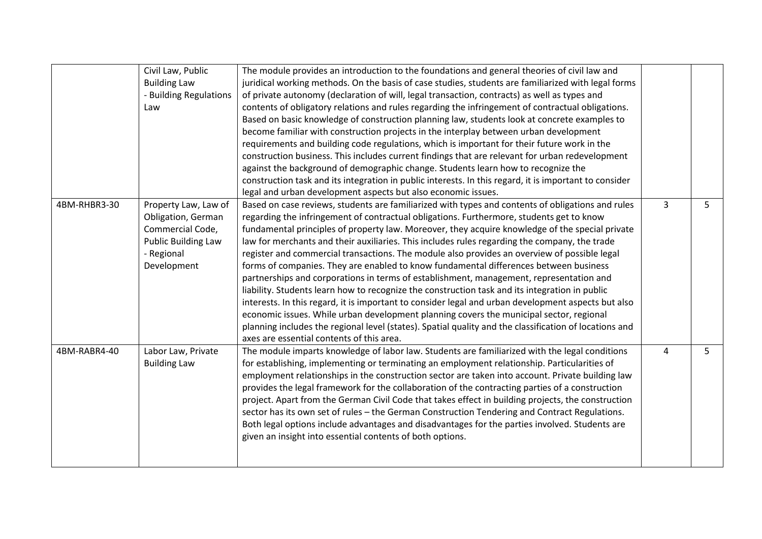| | | | | |
|---|---|---|---|---|
| | Civil Law, Public Building Law - Building Regulations Law | The module provides an introduction to the foundations and general theories of civil law and juridical working methods. On the basis of case studies, students are familiarized with legal forms of private autonomy (declaration of will, legal transaction, contracts) as well as types and contents of obligatory relations and rules regarding the infringement of contractual obligations. Based on basic knowledge of construction planning law, students look at concrete examples to become familiar with construction projects in the interplay between urban development requirements and building code regulations, which is important for their future work in the construction business. This includes current findings that are relevant for urban redevelopment against the background of demographic change. Students learn how to recognize the construction task and its integration in public interests. In this regard, it is important to consider legal and urban development aspects but also economic issues. | | |
| 4BM-RHBR3-30 | Property Law, Law of Obligation, German Commercial Code, Public Building Law - Regional Development | Based on case reviews, students are familiarized with types and contents of obligations and rules regarding the infringement of contractual obligations. Furthermore, students get to know fundamental principles of property law. Moreover, they acquire knowledge of the special private law for merchants and their auxiliaries. This includes rules regarding the company, the trade register and commercial transactions. The module also provides an overview of possible legal forms of companies. They are enabled to know fundamental differences between business partnerships and corporations in terms of establishment, management, representation and liability. Students learn how to recognize the construction task and its integration in public interests. In this regard, it is important to consider legal and urban development aspects but also economic issues. While urban development planning covers the municipal sector, regional planning includes the regional level (states). Spatial quality and the classification of locations and axes are essential contents of this area. | 3 | 5 |
| 4BM-RABR4-40 | Labor Law, Private Building Law | The module imparts knowledge of labor law. Students are familiarized with the legal conditions for establishing, implementing or terminating an employment relationship. Particularities of employment relationships in the construction sector are taken into account. Private building law provides the legal framework for the collaboration of the contracting parties of a construction project. Apart from the German Civil Code that takes effect in building projects, the construction sector has its own set of rules – the German Construction Tendering and Contract Regulations. Both legal options include advantages and disadvantages for the parties involved. Students are given an insight into essential contents of both options. | 4 | 5 |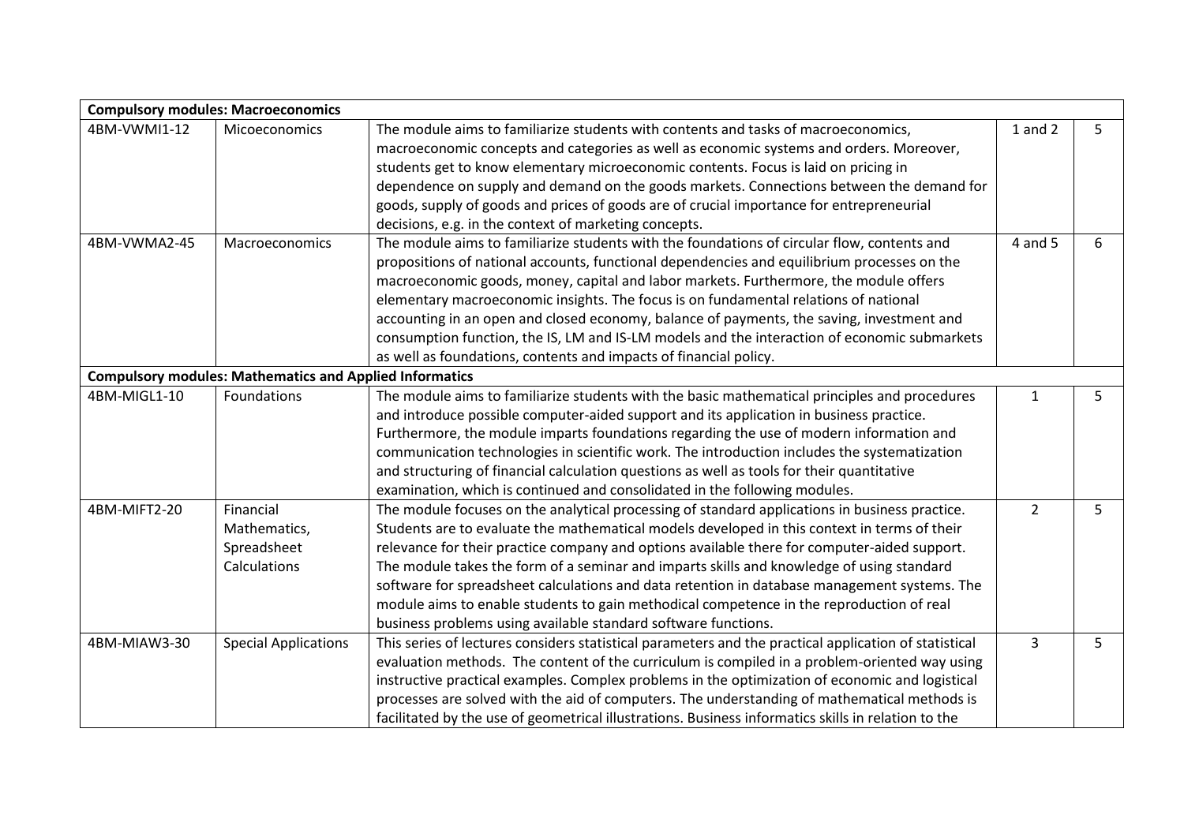| Compulsory modules: Macroeconomics | | | | |
|---|---|---|---|---|
| 4BM-VWMI1-12 | Micoeconomics | The module aims to familiarize students with contents and tasks of macroeconomics, macroeconomic concepts and categories as well as economic systems and orders. Moreover, students get to know elementary microeconomic contents. Focus is laid on pricing in dependence on supply and demand on the goods markets. Connections between the demand for goods, supply of goods and prices of goods are of crucial importance for entrepreneurial decisions, e.g. in the context of marketing concepts. | 1 and 2 | 5 |
| 4BM-VWMA2-45 | Macroeconomics | The module aims to familiarize students with the foundations of circular flow, contents and propositions of national accounts, functional dependencies and equilibrium processes on the macroeconomic goods, money, capital and labor markets. Furthermore, the module offers elementary macroeconomic insights. The focus is on fundamental relations of national accounting in an open and closed economy, balance of payments, the saving, investment and consumption function, the IS, LM and IS-LM models and the interaction of economic submarkets as well as foundations, contents and impacts of financial policy. | 4 and 5 | 6 |
| **Compulsory modules: Mathematics and Applied Informatics** | | | | |
| 4BM-MIGL1-10 | Foundations | The module aims to familiarize students with the basic mathematical principles and procedures and introduce possible computer-aided support and its application in business practice. Furthermore, the module imparts foundations regarding the use of modern information and communication technologies in scientific work. The introduction includes the systematization and structuring of financial calculation questions as well as tools for their quantitative examination, which is continued and consolidated in the following modules. | 1 | 5 |
| 4BM-MIFT2-20 | Financial Mathematics, Spreadsheet Calculations | The module focuses on the analytical processing of standard applications in business practice. Students are to evaluate the mathematical models developed in this context in terms of their relevance for their practice company and options available there for computer-aided support. The module takes the form of a seminar and imparts skills and knowledge of using standard software for spreadsheet calculations and data retention in database management systems. The module aims to enable students to gain methodical competence in the reproduction of real business problems using available standard software functions. | 2 | 5 |
| 4BM-MIAW3-30 | Special Applications | This series of lectures considers statistical parameters and the practical application of statistical evaluation methods. The content of the curriculum is compiled in a problem-oriented way using instructive practical examples. Complex problems in the optimization of economic and logistical processes are solved with the aid of computers. The understanding of mathematical methods is facilitated by the use of geometrical illustrations. Business informatics skills in relation to the | 3 | 5 |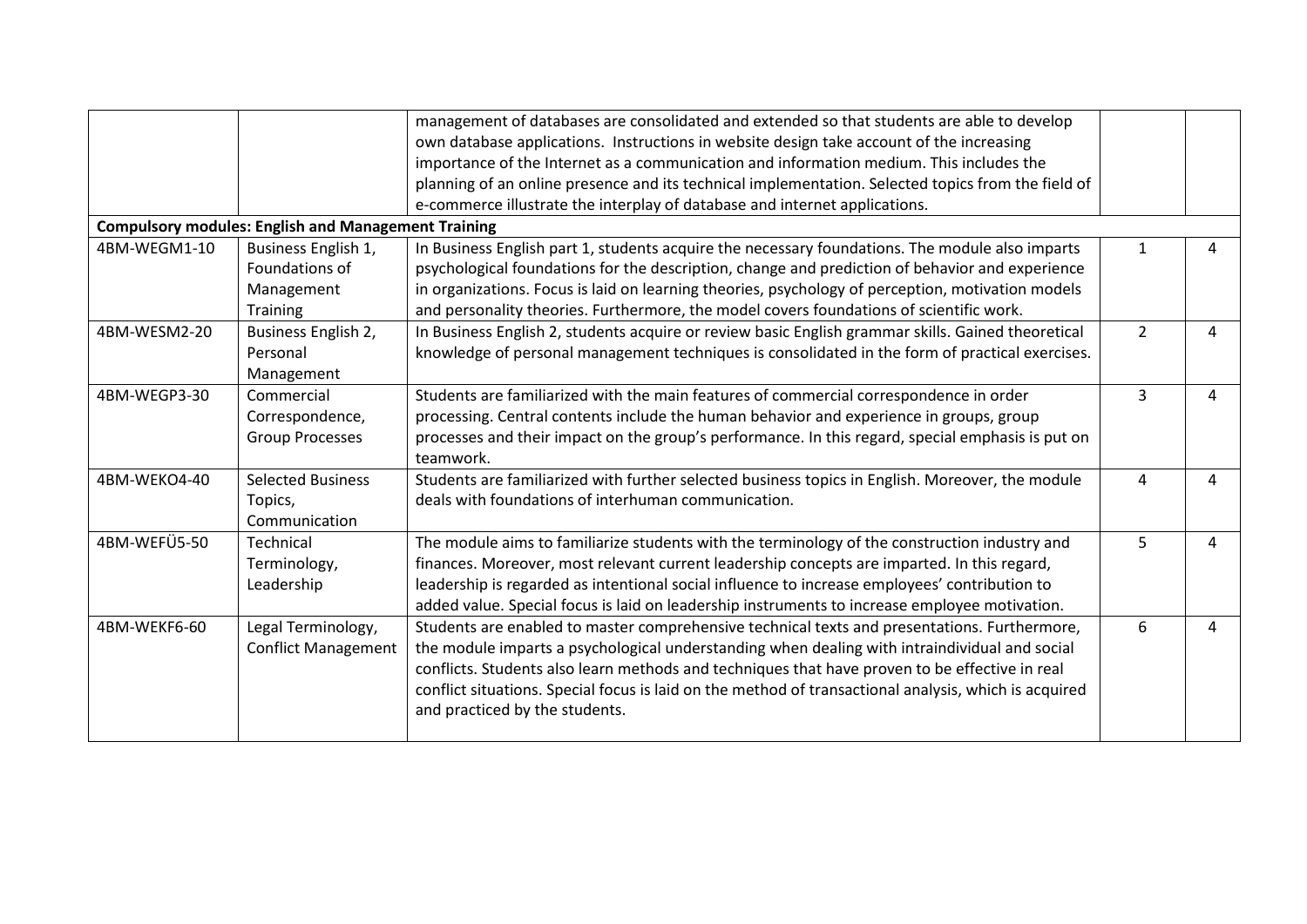| | | | | |
|---|---|---|---|---|
| | | management of databases are consolidated and extended so that students are able to develop own database applications. Instructions in website design take account of the increasing importance of the Internet as a communication and information medium. This includes the planning of an online presence and its technical implementation. Selected topics from the field of e-commerce illustrate the interplay of database and internet applications. | | |
| **Compulsory modules: English and Management Training** | | | | |
| 4BM-WEGM1-10 | Business English 1, Foundations of Management Training | In Business English part 1, students acquire the necessary foundations. The module also imparts psychological foundations for the description, change and prediction of behavior and experience in organizations. Focus is laid on learning theories, psychology of perception, motivation models and personality theories. Furthermore, the model covers foundations of scientific work. | 1 | 4 |
| 4BM-WESM2-20 | Business English 2, Personal Management | In Business English 2, students acquire or review basic English grammar skills. Gained theoretical knowledge of personal management techniques is consolidated in the form of practical exercises. | 2 | 4 |
| 4BM-WEGP3-30 | Commercial Correspondence, Group Processes | Students are familiarized with the main features of commercial correspondence in order processing. Central contents include the human behavior and experience in groups, group processes and their impact on the group's performance. In this regard, special emphasis is put on teamwork. | 3 | 4 |
| 4BM-WEKO4-40 | Selected Business Topics, Communication | Students are familiarized with further selected business topics in English. Moreover, the module deals with foundations of interhuman communication. | 4 | 4 |
| 4BM-WEFÜ5-50 | Technical Terminology, Leadership | The module aims to familiarize students with the terminology of the construction industry and finances. Moreover, most relevant current leadership concepts are imparted. In this regard, leadership is regarded as intentional social influence to increase employees' contribution to added value. Special focus is laid on leadership instruments to increase employee motivation. | 5 | 4 |
| 4BM-WEKF6-60 | Legal Terminology, Conflict Management | Students are enabled to master comprehensive technical texts and presentations. Furthermore, the module imparts a psychological understanding when dealing with intraindividual and social conflicts. Students also learn methods and techniques that have proven to be effective in real conflict situations. Special focus is laid on the method of transactional analysis, which is acquired and practiced by the students. | 6 | 4 |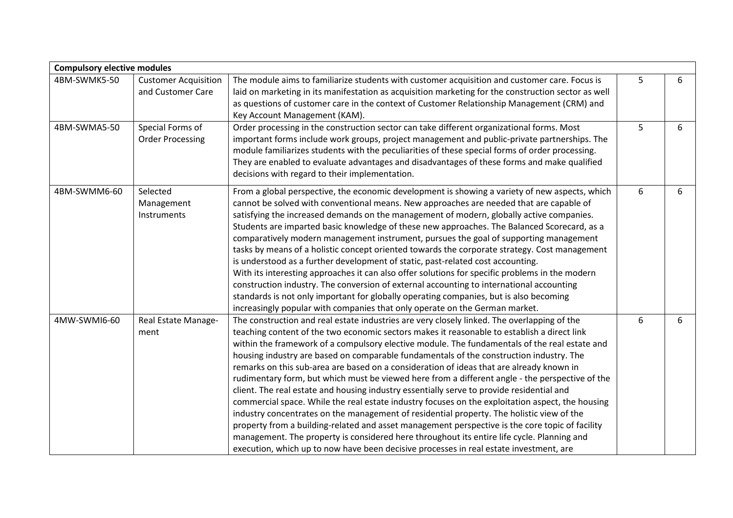| Compulsory elective modules | | | | |
|---|---|---|---|---|
| 4BM-SWMK5-50 | Customer Acquisition and Customer Care | The module aims to familiarize students with customer acquisition and customer care. Focus is laid on marketing in its manifestation as acquisition marketing for the construction sector as well as questions of customer care in the context of Customer Relationship Management (CRM) and Key Account Management (KAM). | 5 | 6 |
| 4BM-SWMA5-50 | Special Forms of Order Processing | Order processing in the construction sector can take different organizational forms. Most important forms include work groups, project management and public-private partnerships. The module familiarizes students with the peculiarities of these special forms of order processing. They are enabled to evaluate advantages and disadvantages of these forms and make qualified decisions with regard to their implementation. | 5 | 6 |
| 4BM-SWMM6-60 | Selected Management Instruments | From a global perspective, the economic development is showing a variety of new aspects, which cannot be solved with conventional means. New approaches are needed that are capable of satisfying the increased demands on the management of modern, globally active companies. Students are imparted basic knowledge of these new approaches. The Balanced Scorecard, as a comparatively modern management instrument, pursues the goal of supporting management tasks by means of a holistic concept oriented towards the corporate strategy. Cost management is understood as a further development of static, past-related cost accounting. With its interesting approaches it can also offer solutions for specific problems in the modern construction industry. The conversion of external accounting to international accounting standards is not only important for globally operating companies, but is also becoming increasingly popular with companies that only operate on the German market. | 6 | 6 |
| 4MW-SWMI6-60 | Real Estate Manage-ment | The construction and real estate industries are very closely linked. The overlapping of the teaching content of the two economic sectors makes it reasonable to establish a direct link within the framework of a compulsory elective module. The fundamentals of the real estate and housing industry are based on comparable fundamentals of the construction industry. The remarks on this sub-area are based on a consideration of ideas that are already known in rudimentary form, but which must be viewed here from a different angle - the perspective of the client. The real estate and housing industry essentially serve to provide residential and commercial space. While the real estate industry focuses on the exploitation aspect, the housing industry concentrates on the management of residential property. The holistic view of the property from a building-related and asset management perspective is the core topic of facility management. The property is considered here throughout its entire life cycle. Planning and execution, which up to now have been decisive processes in real estate investment, are | 6 | 6 |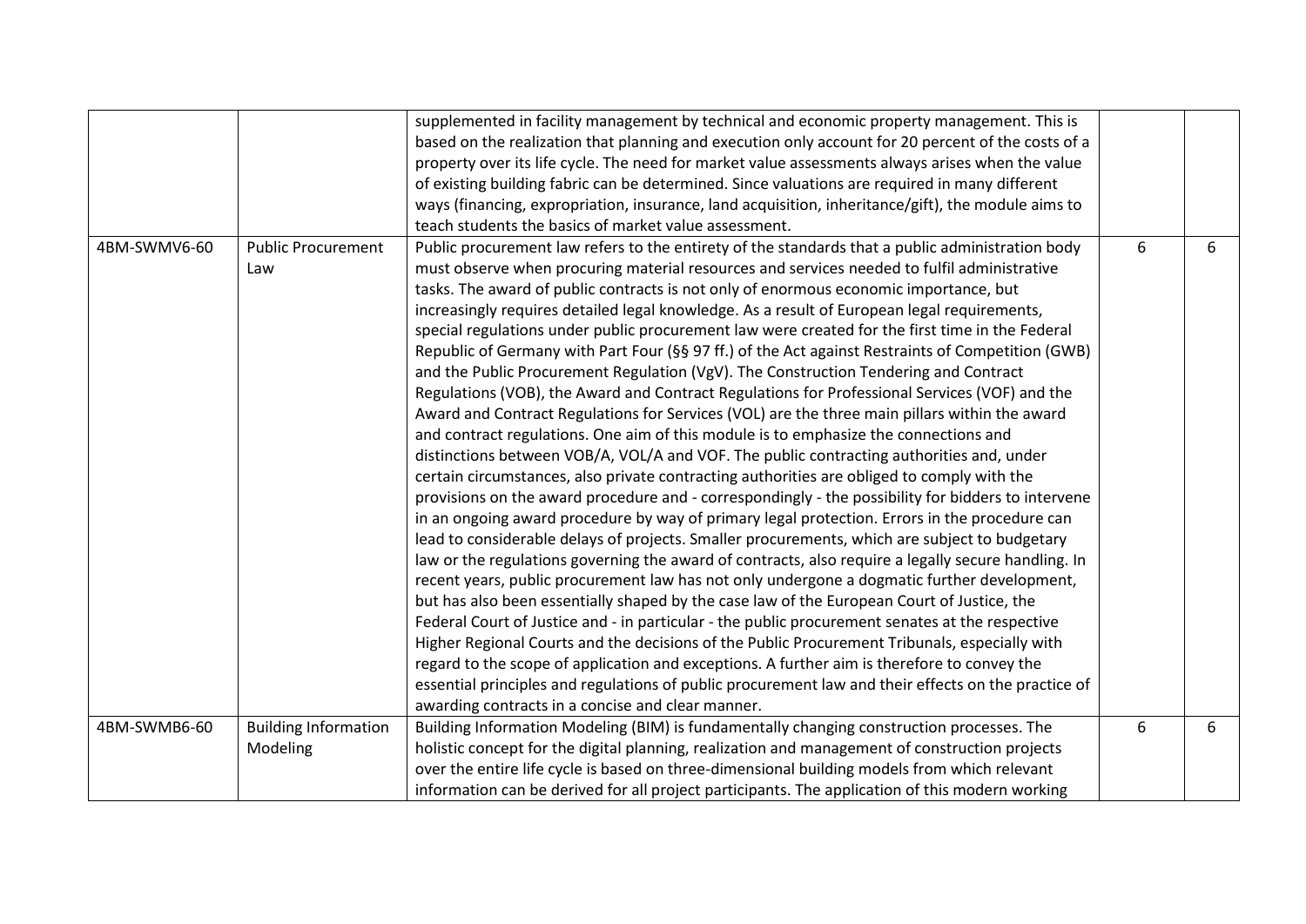| | | | | |
|---|---|---|---|---|
| | | supplemented in facility management by technical and economic property management. This is based on the realization that planning and execution only account for 20 percent of the costs of a property over its life cycle. The need for market value assessments always arises when the value of existing building fabric can be determined. Since valuations are required in many different ways (financing, expropriation, insurance, land acquisition, inheritance/gift), the module aims to teach students the basics of market value assessment. | | |
| 4BM-SWMV6-60 | Public Procurement Law | Public procurement law refers to the entirety of the standards that a public administration body must observe when procuring material resources and services needed to fulfil administrative tasks. The award of public contracts is not only of enormous economic importance, but increasingly requires detailed legal knowledge. As a result of European legal requirements, special regulations under public procurement law were created for the first time in the Federal Republic of Germany with Part Four (§§ 97 ff.) of the Act against Restraints of Competition (GWB) and the Public Procurement Regulation (VgV). The Construction Tendering and Contract Regulations (VOB), the Award and Contract Regulations for Professional Services (VOF) and the Award and Contract Regulations for Services (VOL) are the three main pillars within the award and contract regulations. One aim of this module is to emphasize the connections and distinctions between VOB/A, VOL/A and VOF. The public contracting authorities and, under certain circumstances, also private contracting authorities are obliged to comply with the provisions on the award procedure and - correspondingly - the possibility for bidders to intervene in an ongoing award procedure by way of primary legal protection. Errors in the procedure can lead to considerable delays of projects. Smaller procurements, which are subject to budgetary law or the regulations governing the award of contracts, also require a legally secure handling. In recent years, public procurement law has not only undergone a dogmatic further development, but has also been essentially shaped by the case law of the European Court of Justice, the Federal Court of Justice and - in particular - the public procurement senates at the respective Higher Regional Courts and the decisions of the Public Procurement Tribunals, especially with regard to the scope of application and exceptions. A further aim is therefore to convey the essential principles and regulations of public procurement law and their effects on the practice of awarding contracts in a concise and clear manner. | 6 | 6 |
| 4BM-SWMB6-60 | Building Information Modeling | Building Information Modeling (BIM) is fundamentally changing construction processes. The holistic concept for the digital planning, realization and management of construction projects over the entire life cycle is based on three-dimensional building models from which relevant information can be derived for all project participants. The application of this modern working | 6 | 6 |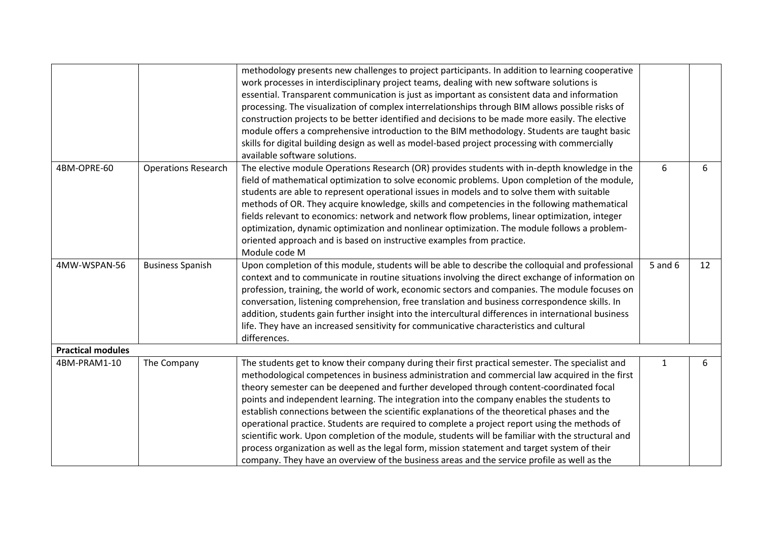| | | | | |
|---|---|---|---|---|
| | | methodology presents new challenges to project participants. In addition to learning cooperative work processes in interdisciplinary project teams, dealing with new software solutions is essential. Transparent communication is just as important as consistent data and information processing. The visualization of complex interrelationships through BIM allows possible risks of construction projects to be better identified and decisions to be made more easily. The elective module offers a comprehensive introduction to the BIM methodology. Students are taught basic skills for digital building design as well as model-based project processing with commercially available software solutions. | | |
| 4BM-OPRE-60 | Operations Research | The elective module Operations Research (OR) provides students with in-depth knowledge in the field of mathematical optimization to solve economic problems. Upon completion of the module, students are able to represent operational issues in models and to solve them with suitable methods of OR. They acquire knowledge, skills and competencies in the following mathematical fields relevant to economics: network and network flow problems, linear optimization, integer optimization, dynamic optimization and nonlinear optimization. The module follows a problem-oriented approach and is based on instructive examples from practice.<br>Module code M | 6 | 6 |
| 4MW-WSPAN-56 | Business Spanish | Upon completion of this module, students will be able to describe the colloquial and professional context and to communicate in routine situations involving the direct exchange of information on profession, training, the world of work, economic sectors and companies. The module focuses on conversation, listening comprehension, free translation and business correspondence skills. In addition, students gain further insight into the intercultural differences in international business life. They have an increased sensitivity for communicative characteristics and cultural differences. | 5 and 6 | 12 |
| **Practical modules** | | | | |
| 4BM-PRAM1-10 | The Company | The students get to know their company during their first practical semester. The specialist and methodological competences in business administration and commercial law acquired in the first theory semester can be deepened and further developed through content-coordinated focal points and independent learning. The integration into the company enables the students to establish connections between the scientific explanations of the theoretical phases and the operational practice. Students are required to complete a project report using the methods of scientific work. Upon completion of the module, students will be familiar with the structural and process organization as well as the legal form, mission statement and target system of their company. They have an overview of the business areas and the service profile as well as the | 1 | 6 |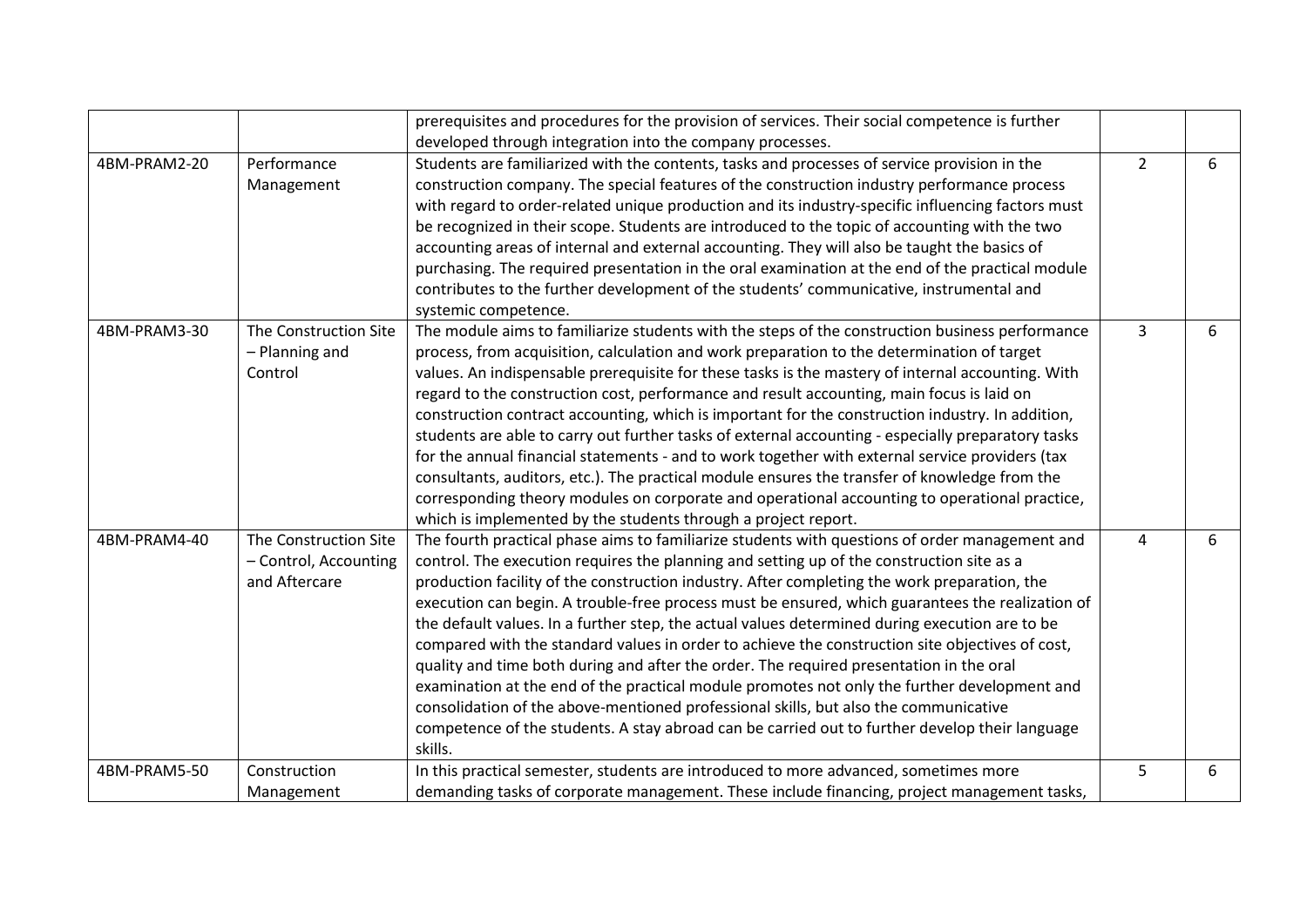| | | | | |
|---|---|---|---|---|
| | | prerequisites and procedures for the provision of services. Their social competence is further developed through integration into the company processes. | | |
| 4BM-PRAM2-20 | Performance Management | Students are familiarized with the contents, tasks and processes of service provision in the construction company. The special features of the construction industry performance process with regard to order-related unique production and its industry-specific influencing factors must be recognized in their scope. Students are introduced to the topic of accounting with the two accounting areas of internal and external accounting. They will also be taught the basics of purchasing. The required presentation in the oral examination at the end of the practical module contributes to the further development of the students' communicative, instrumental and systemic competence. | 2 | 6 |
| 4BM-PRAM3-30 | The Construction Site – Planning and Control | The module aims to familiarize students with the steps of the construction business performance process, from acquisition, calculation and work preparation to the determination of target values. An indispensable prerequisite for these tasks is the mastery of internal accounting. With regard to the construction cost, performance and result accounting, main focus is laid on construction contract accounting, which is important for the construction industry. In addition, students are able to carry out further tasks of external accounting - especially preparatory tasks for the annual financial statements - and to work together with external service providers (tax consultants, auditors, etc.). The practical module ensures the transfer of knowledge from the corresponding theory modules on corporate and operational accounting to operational practice, which is implemented by the students through a project report. | 3 | 6 |
| 4BM-PRAM4-40 | The Construction Site – Control, Accounting and Aftercare | The fourth practical phase aims to familiarize students with questions of order management and control. The execution requires the planning and setting up of the construction site as a production facility of the construction industry. After completing the work preparation, the execution can begin. A trouble-free process must be ensured, which guarantees the realization of the default values. In a further step, the actual values determined during execution are to be compared with the standard values in order to achieve the construction site objectives of cost, quality and time both during and after the order. The required presentation in the oral examination at the end of the practical module promotes not only the further development and consolidation of the above-mentioned professional skills, but also the communicative competence of the students. A stay abroad can be carried out to further develop their language skills. | 4 | 6 |
| 4BM-PRAM5-50 | Construction Management | In this practical semester, students are introduced to more advanced, sometimes more demanding tasks of corporate management. These include financing, project management tasks, | 5 | 6 |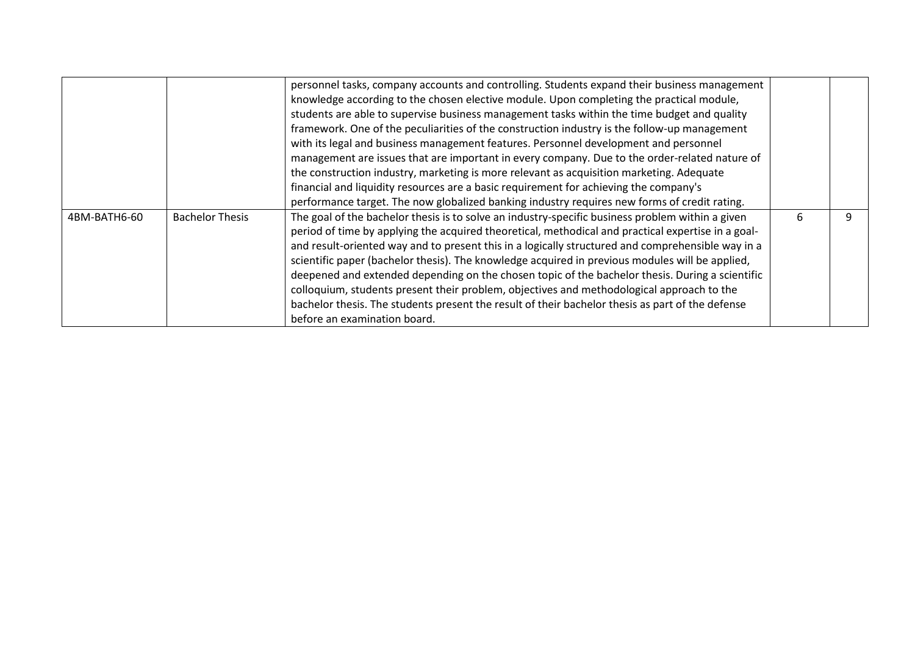| | | | | |
|---|---|---|---|---|
| | | personnel tasks, company accounts and controlling. Students expand their business management knowledge according to the chosen elective module. Upon completing the practical module, students are able to supervise business management tasks within the time budget and quality framework. One of the peculiarities of the construction industry is the follow-up management with its legal and business management features. Personnel development and personnel management are issues that are important in every company. Due to the order-related nature of the construction industry, marketing is more relevant as acquisition marketing. Adequate financial and liquidity resources are a basic requirement for achieving the company's performance target. The now globalized banking industry requires new forms of credit rating. | | |
| 4BM-BATH6-60 | Bachelor Thesis | The goal of the bachelor thesis is to solve an industry-specific business problem within a given period of time by applying the acquired theoretical, methodical and practical expertise in a goal- and result-oriented way and to present this in a logically structured and comprehensible way in a scientific paper (bachelor thesis). The knowledge acquired in previous modules will be applied, deepened and extended depending on the chosen topic of the bachelor thesis. During a scientific colloquium, students present their problem, objectives and methodological approach to the bachelor thesis. The students present the result of their bachelor thesis as part of the defense before an examination board. | 6 | 9 |